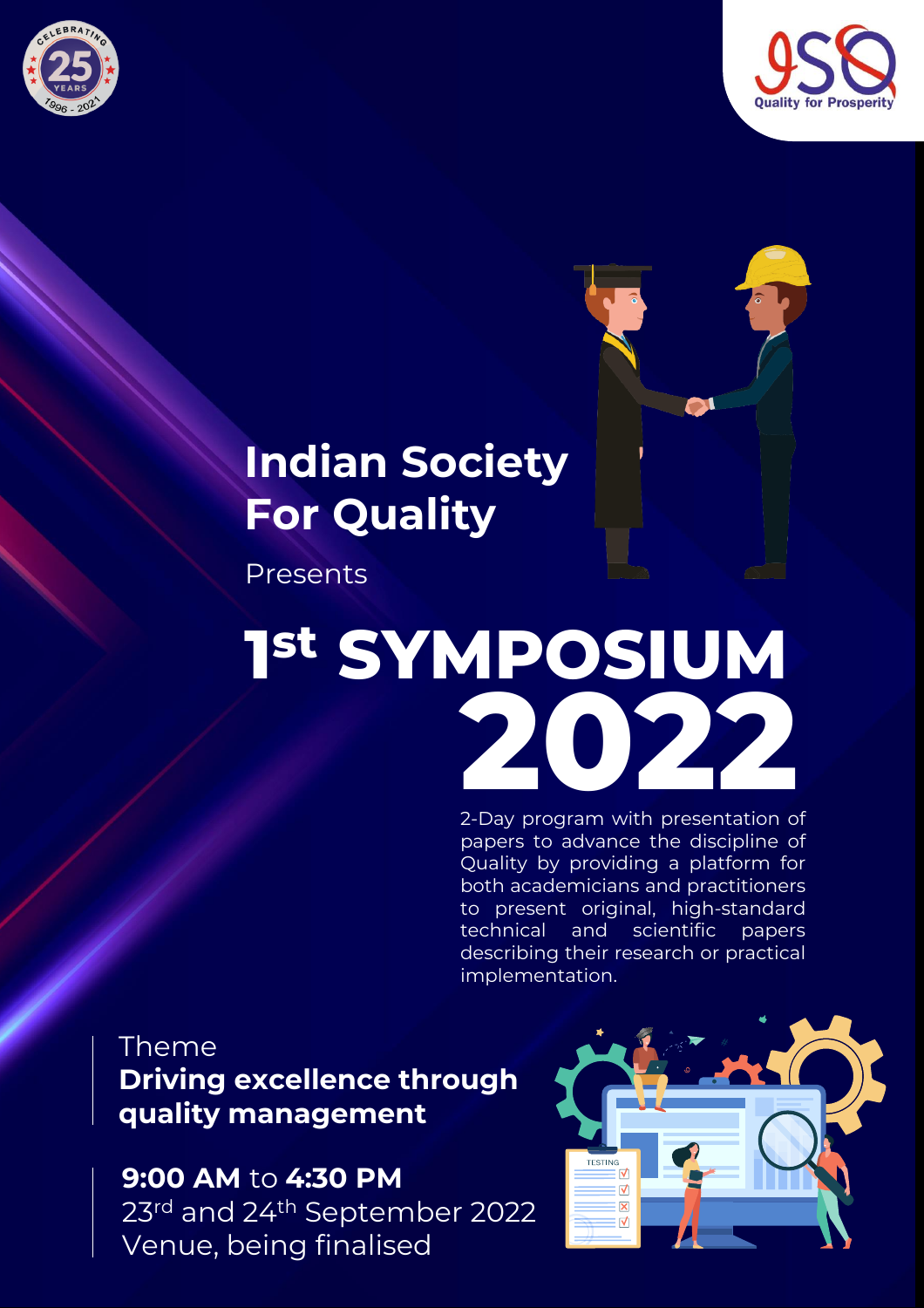Indian Society For Quality

Presents

# 1st SYMPOSIUM 2022

2-Day program with presentation of papers to advance the discipline of Quality by providing a platform for both academicians and practitioners to present original, high-standard technical and scientific papers describing their research or practical implementation.

Theme
**Driving excellence through quality management**

**9:00 AM** to **4:30 PM**
23rd and 24th September 2022
Venue, being finalised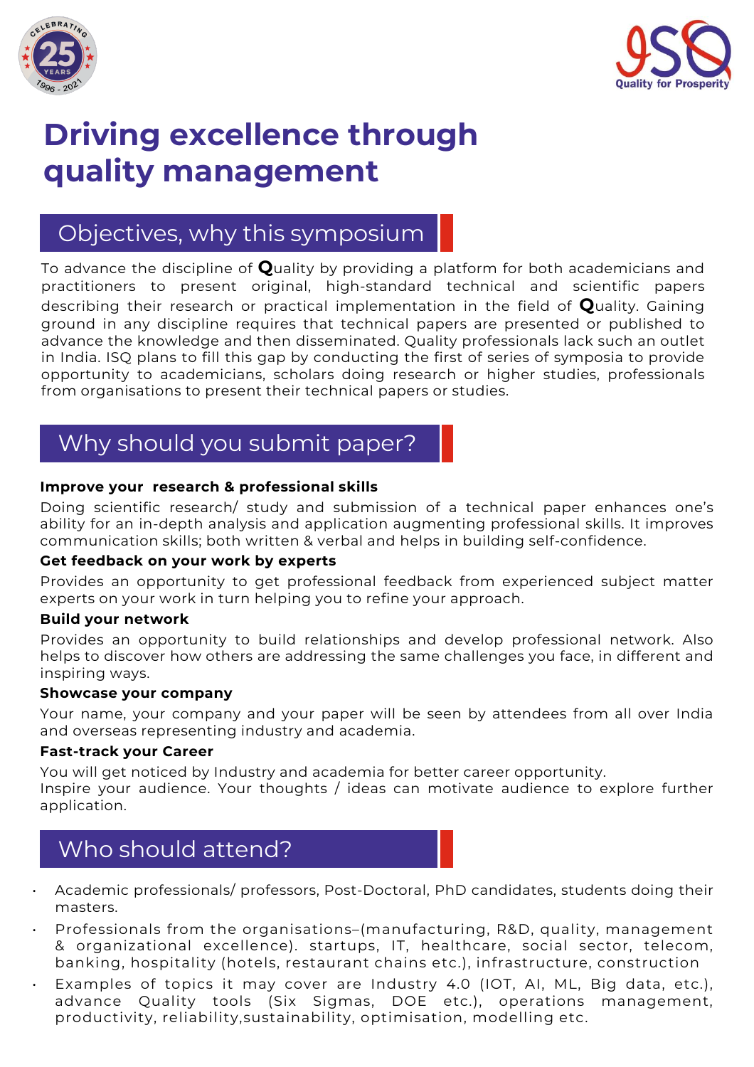# Driving excellence through quality management

## Objectives, why this symposium

To advance the discipline of **Q**uality by providing a platform for both academicians and practitioners to present original, high-standard technical and scientific papers describing their research or practical implementation in the field of **Q**uality. Gaining ground in any discipline requires that technical papers are presented or published to advance the knowledge and then disseminated. Quality professionals lack such an outlet in India. ISQ plans to fill this gap by conducting the first of series of symposia to provide opportunity to academicians, scholars doing research or higher studies, professionals from organisations to present their technical papers or studies.

## Why should you submit paper?

**Improve your research & professional skills**

Doing scientific research/ study and submission of a technical paper enhances one's ability for an in-depth analysis and application augmenting professional skills. It improves communication skills; both written & verbal and helps in building self-confidence.

**Get feedback on your work by experts**

Provides an opportunity to get professional feedback from experienced subject matter experts on your work in turn helping you to refine your approach.

**Build your network**

Provides an opportunity to build relationships and develop professional network. Also helps to discover how others are addressing the same challenges you face, in different and inspiring ways.

**Showcase your company**

Your name, your company and your paper will be seen by attendees from all over India and overseas representing industry and academia.

**Fast-track your Career**

You will get noticed by Industry and academia for better career opportunity.
Inspire your audience. Your thoughts / ideas can motivate audience to explore further application.

## Who should attend?

- Academic professionals/ professors, Post-Doctoral, PhD candidates, students doing their masters.
- Professionals from the organisations–(manufacturing, R&D, quality, management & organizational excellence). startups, IT, healthcare, social sector, telecom, banking, hospitality (hotels, restaurant chains etc.), infrastructure, construction
- Examples of topics it may cover are Industry 4.0 (IOT, AI, ML, Big data, etc.), advance Quality tools (Six Sigmas, DOE etc.), operations management, productivity, reliability,sustainability, optimisation, modelling etc.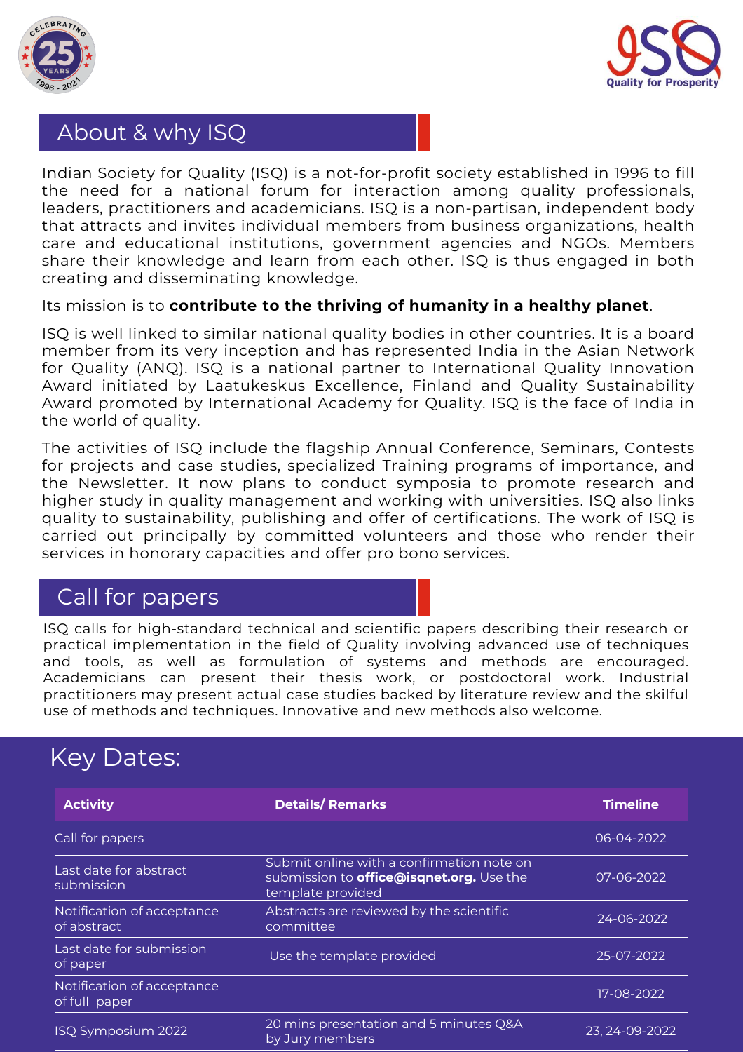## About & why ISQ

Indian Society for Quality (ISQ) is a not-for-profit society established in 1996 to fill the need for a national forum for interaction among quality professionals, leaders, practitioners and academicians. ISQ is a non-partisan, independent body that attracts and invites individual members from business organizations, health care and educational institutions, government agencies and NGOs. Members share their knowledge and learn from each other. ISQ is thus engaged in both creating and disseminating knowledge.

Its mission is to **contribute to the thriving of humanity in a healthy planet**.

ISQ is well linked to similar national quality bodies in other countries. It is a board member from its very inception and has represented India in the Asian Network for Quality (ANQ). ISQ is a national partner to International Quality Innovation Award initiated by Laatukeskus Excellence, Finland and Quality Sustainability Award promoted by International Academy for Quality. ISQ is the face of India in the world of quality.

The activities of ISQ include the flagship Annual Conference, Seminars, Contests for projects and case studies, specialized Training programs of importance, and the Newsletter. It now plans to conduct symposia to promote research and higher study in quality management and working with universities. ISQ also links quality to sustainability, publishing and offer of certifications. The work of ISQ is carried out principally by committed volunteers and those who render their services in honorary capacities and offer pro bono services.

## Call for papers

ISQ calls for high-standard technical and scientific papers describing their research or practical implementation in the field of Quality involving advanced use of techniques and tools, as well as formulation of systems and methods are encouraged. Academicians can present their thesis work, or postdoctoral work. Industrial practitioners may present actual case studies backed by literature review and the skilful use of methods and techniques. Innovative and new methods also welcome.

## Key Dates:

| Activity | Details/ Remarks | Timeline |
|---|---|---|
| Call for papers | | 06-04-2022 |
| Last date for abstract submission | Submit online with a confirmation note on submission to **office@isqnet.org.** Use the template provided | 07-06-2022 |
| Notification of acceptance of abstract | Abstracts are reviewed by the scientific committee | 24-06-2022 |
| Last date for submission of paper | Use the template provided | 25-07-2022 |
| Notification of acceptance of full paper | | 17-08-2022 |
| ISQ Symposium 2022 | 20 mins presentation and 5 minutes Q&A by Jury members | 23, 24-09-2022 |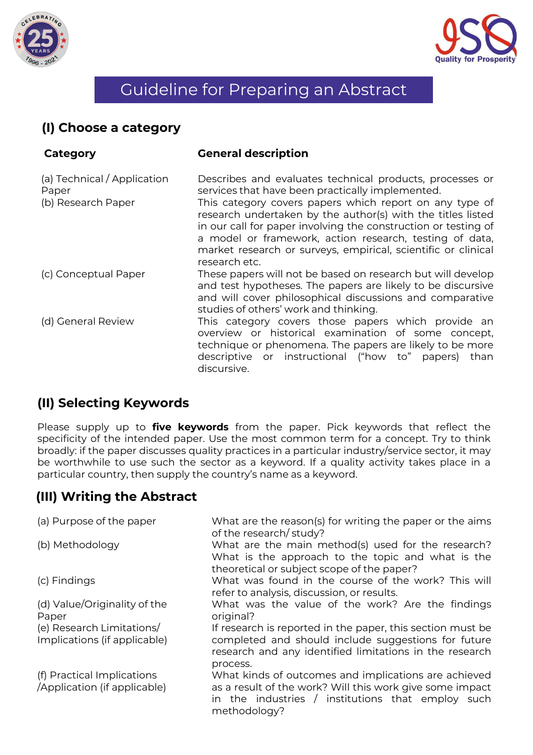# Guideline for Preparing an Abstract

## (I) Choose a category

| Category | General description |
|---|---|
| (a) Technical / Application Paper | Describes and evaluates technical products, processes or services that have been practically implemented. |
| (b) Research Paper | This category covers papers which report on any type of research undertaken by the author(s) with the titles listed in our call for paper involving the construction or testing of a model or framework, action research, testing of data, market research or surveys, empirical, scientific or clinical research etc. |
| (c) Conceptual Paper | These papers will not be based on research but will develop and test hypotheses. The papers are likely to be discursive and will cover philosophical discussions and comparative studies of others' work and thinking. |
| (d) General Review | This category covers those papers which provide an overview or historical examination of some concept, technique or phenomena. The papers are likely to be more descriptive or instructional ("how to" papers) than discursive. |

## (II) Selecting Keywords

Please supply up to **five keywords** from the paper. Pick keywords that reflect the specificity of the intended paper. Use the most common term for a concept. Try to think broadly: if the paper discusses quality practices in a particular industry/service sector, it may be worthwhile to use such the sector as a keyword. If a quality activity takes place in a particular country, then supply the country's name as a keyword.

## (III) Writing the Abstract

| | |
|---|---|
| (a) Purpose of the paper | What are the reason(s) for writing the paper or the aims of the research/ study? |
| (b) Methodology | What are the main method(s) used for the research? What is the approach to the topic and what is the theoretical or subject scope of the paper? |
| (c) Findings | What was found in the course of the work? This will refer to analysis, discussion, or results. |
| (d) Value/Originality of the Paper | What was the value of the work? Are the findings original? |
| (e) Research Limitations/ Implications (if applicable) | If research is reported in the paper, this section must be completed and should include suggestions for future research and any identified limitations in the research process. |
| (f) Practical Implications /Application (if applicable) | What kinds of outcomes and implications are achieved as a result of the work? Will this work give some impact in the industries / institutions that employ such methodology? |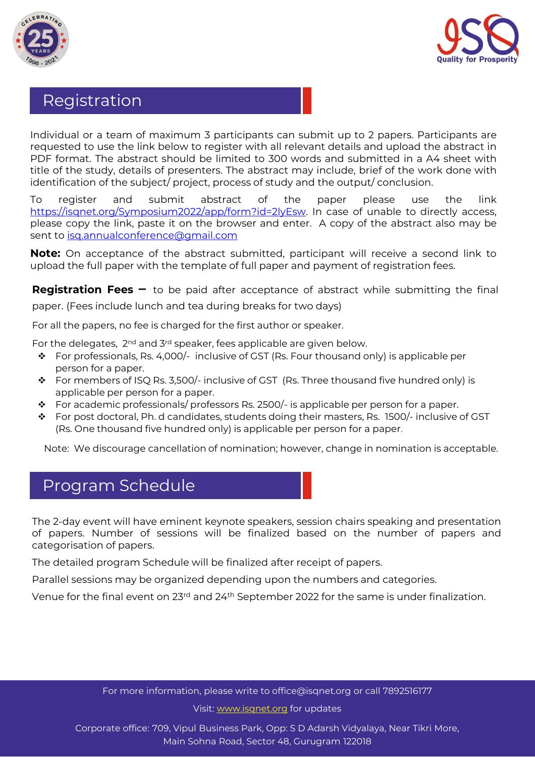## Registration

Individual or a team of maximum 3 participants can submit up to 2 papers. Participants are requested to use the link below to register with all relevant details and upload the abstract in PDF format. The abstract should be limited to 300 words and submitted in a A4 sheet with title of the study, details of presenters. The abstract may include, brief of the work done with identification of the subject/ project, process of study and the output/ conclusion.

To register and submit abstract of the paper please use the link https://isqnet.org/Symposium2022/app/form?id=2lyEsw. In case of unable to directly access, please copy the link, paste it on the browser and enter. A copy of the abstract also may be sent to isq.annualconference@gmail.com

**Note:** On acceptance of the abstract submitted, participant will receive a second link to upload the full paper with the template of full paper and payment of registration fees.

**Registration Fees –** to be paid after acceptance of abstract while submitting the final paper. (Fees include lunch and tea during breaks for two days)

For all the papers, no fee is charged for the first author or speaker.

For the delegates, 2nd and 3rd speaker, fees applicable are given below.

- For professionals, Rs. 4,000/- inclusive of GST (Rs. Four thousand only) is applicable per person for a paper.
- For members of ISQ Rs. 3,500/- inclusive of GST (Rs. Three thousand five hundred only) is applicable per person for a paper.
- For academic professionals/ professors Rs. 2500/- is applicable per person for a paper.
- For post doctoral, Ph. d candidates, students doing their masters, Rs. 1500/- inclusive of GST (Rs. One thousand five hundred only) is applicable per person for a paper.

Note: We discourage cancellation of nomination; however, change in nomination is acceptable.

## Program Schedule

The 2-day event will have eminent keynote speakers, session chairs speaking and presentation of papers. Number of sessions will be finalized based on the number of papers and categorisation of papers.

The detailed program Schedule will be finalized after receipt of papers.

Parallel sessions may be organized depending upon the numbers and categories.

Venue for the final event on 23rd and 24th September 2022 for the same is under finalization.

For more information, please write to office@isqnet.org or call 7892516177

Visit: www.isqnet.org for updates

Corporate office: 709, Vipul Business Park, Opp: S D Adarsh Vidyalaya, Near Tikri More, Main Sohna Road, Sector 48, Gurugram 122018